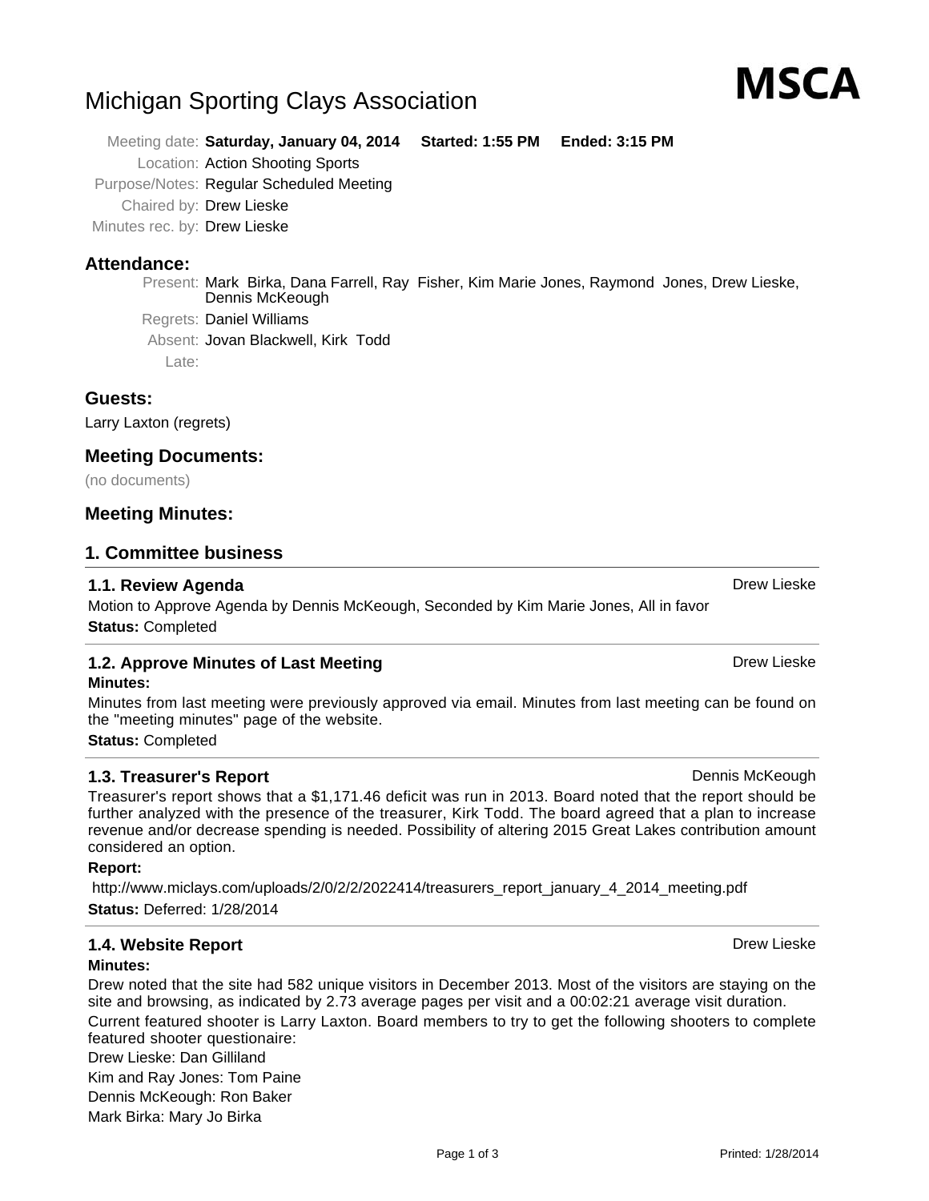# Michigan Sporting Clays Association

**MSCA**

Meeting date: **Saturday, January 04, 2014** **Started: 1:55 PM** **Ended: 3:15 PM**
Location: Action Shooting Sports
Purpose/Notes: Regular Scheduled Meeting
Chaired by: Drew Lieske
Minutes rec. by: Drew Lieske

## Attendance:

Present: Mark Birka, Dana Farrell, Ray Fisher, Kim Marie Jones, Raymond Jones, Drew Lieske, Dennis McKeough
Regrets: Daniel Williams
Absent: Jovan Blackwell, Kirk Todd
Late:

## Guests:

Larry Laxton (regrets)

## Meeting Documents:

(no documents)

## Meeting Minutes:

## 1. Committee business

### 1.1. Review Agenda

Drew Lieske

Motion to Approve Agenda by Dennis McKeough, Seconded by Kim Marie Jones, All in favor

**Status:** Completed

### 1.2. Approve Minutes of Last Meeting

Drew Lieske

**Minutes:**

Minutes from last meeting were previously approved via email. Minutes from last meeting can be found on the "meeting minutes" page of the website.

**Status:** Completed

### 1.3. Treasurer's Report

Dennis McKeough

Treasurer's report shows that a $1,171.46 deficit was run in 2013. Board noted that the report should be further analyzed with the presence of the treasurer, Kirk Todd. The board agreed that a plan to increase revenue and/or decrease spending is needed. Possibility of altering 2015 Great Lakes contribution amount considered an option.

**Report:**

http://www.miclays.com/uploads/2/0/2/2/2022414/treasurers_report_january_4_2014_meeting.pdf

**Status:** Deferred: 1/28/2014

### 1.4. Website Report

Drew Lieske

**Minutes:**

Drew noted that the site had 582 unique visitors in December 2013. Most of the visitors are staying on the site and browsing, as indicated by 2.73 average pages per visit and a 00:02:21 average visit duration.

Current featured shooter is Larry Laxton. Board members to try to get the following shooters to complete featured shooter questionaire:

Drew Lieske: Dan Gilliland

Kim and Ray Jones: Tom Paine

Dennis McKeough: Ron Baker

Mark Birka: Mary Jo Birka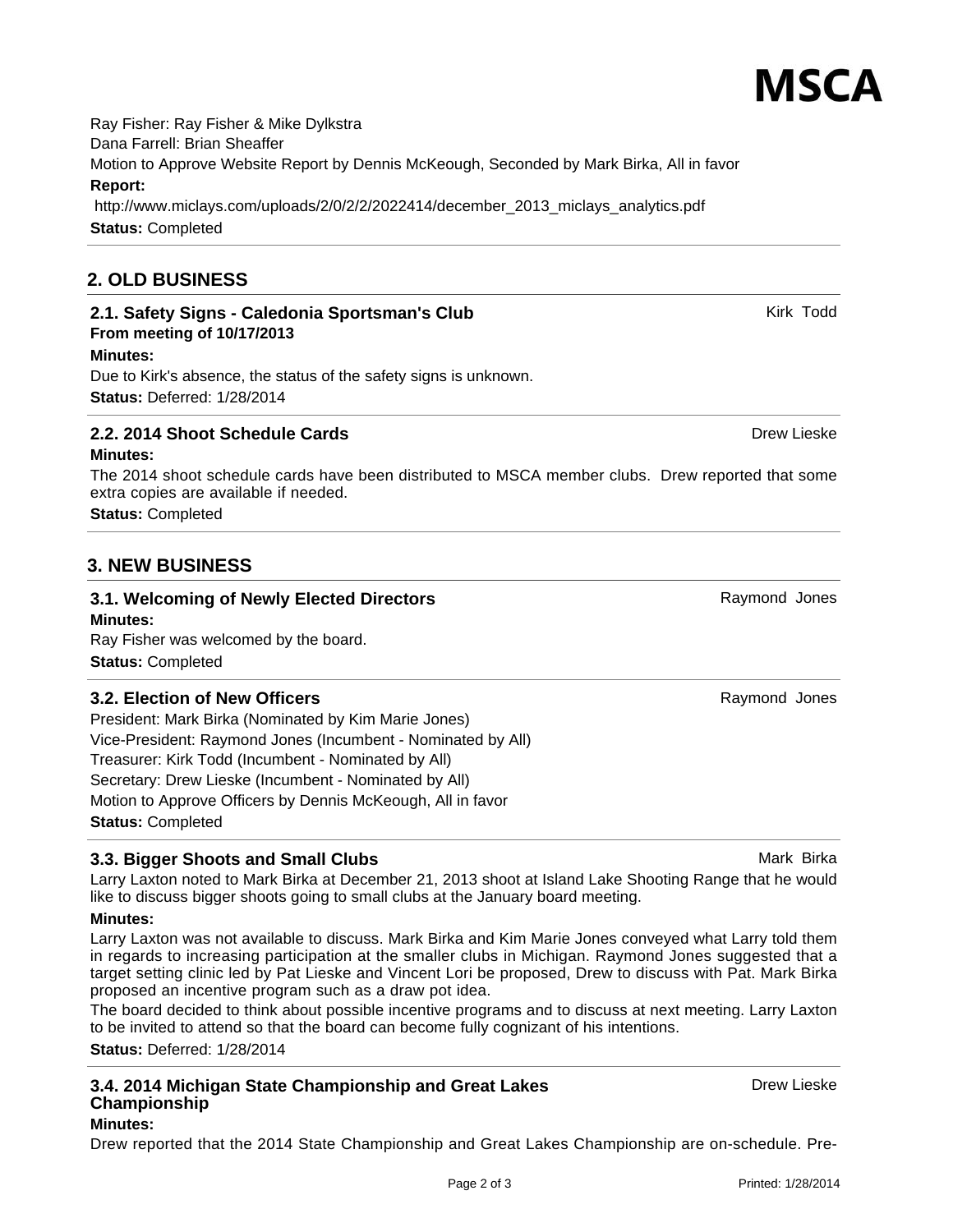Ray Fisher: Ray Fisher & Mike Dylkstra
Dana Farrell: Brian Sheaffer
Motion to Approve Website Report by Dennis McKeough, Seconded by Mark Birka, All in favor

**Report:**

http://www.miclays.com/uploads/2/0/2/2/2022414/december_2013_miclays_analytics.pdf

**Status:** Completed

## 2. OLD BUSINESS

### 2.1. Safety Signs - Caledonia Sportsman's Club

Kirk Todd

**From meeting of 10/17/2013**

**Minutes:**

Due to Kirk's absence, the status of the safety signs is unknown.

**Status:** Deferred: 1/28/2014

### 2.2. 2014 Shoot Schedule Cards

Drew Lieske

**Minutes:**

The 2014 shoot schedule cards have been distributed to MSCA member clubs. Drew reported that some extra copies are available if needed.

**Status:** Completed

## 3. NEW BUSINESS

### 3.1. Welcoming of Newly Elected Directors

Raymond Jones

**Minutes:**

Ray Fisher was welcomed by the board.

**Status:** Completed

### 3.2. Election of New Officers

Raymond Jones

President: Mark Birka (Nominated by Kim Marie Jones)
Vice-President: Raymond Jones (Incumbent - Nominated by All)
Treasurer: Kirk Todd (Incumbent - Nominated by All)
Secretary: Drew Lieske (Incumbent - Nominated by All)
Motion to Approve Officers by Dennis McKeough, All in favor

**Status:** Completed

### 3.3. Bigger Shoots and Small Clubs

Mark Birka

Larry Laxton noted to Mark Birka at December 21, 2013 shoot at Island Lake Shooting Range that he would like to discuss bigger shoots going to small clubs at the January board meeting.

**Minutes:**

Larry Laxton was not available to discuss. Mark Birka and Kim Marie Jones conveyed what Larry told them in regards to increasing participation at the smaller clubs in Michigan. Raymond Jones suggested that a target setting clinic led by Pat Lieske and Vincent Lori be proposed, Drew to discuss with Pat. Mark Birka proposed an incentive program such as a draw pot idea.

The board decided to think about possible incentive programs and to discuss at next meeting. Larry Laxton to be invited to attend so that the board can become fully cognizant of his intentions.

**Status:** Deferred: 1/28/2014

### 3.4. 2014 Michigan State Championship and Great Lakes Championship

Drew Lieske

**Minutes:**

Drew reported that the 2014 State Championship and Great Lakes Championship are on-schedule. Pre-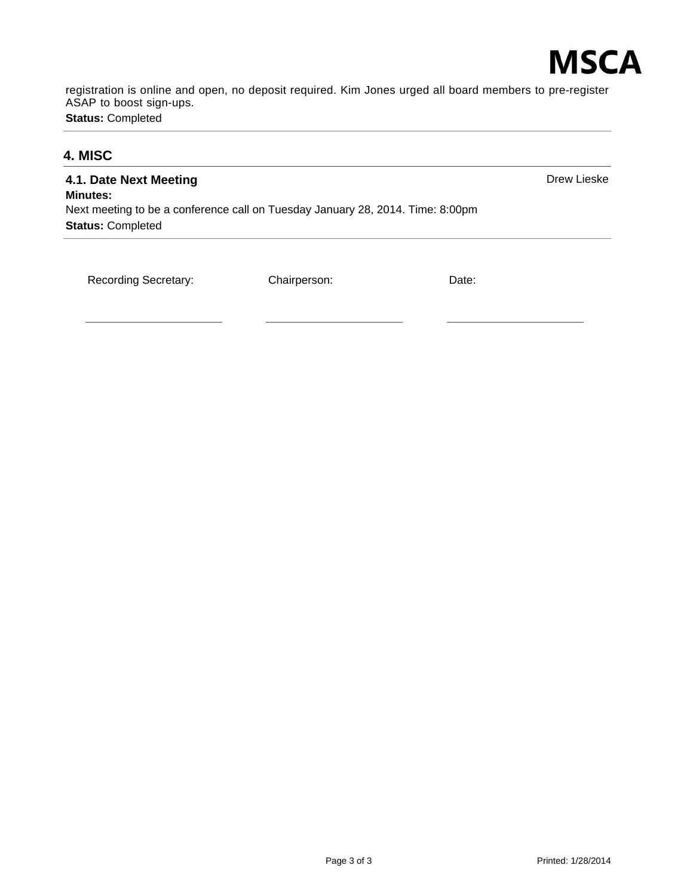registration is online and open, no deposit required. Kim Jones urged all board members to pre-register ASAP to boost sign-ups.

**Status:** Completed

## 4. MISC

### 4.1. Date Next Meeting

Drew Lieske

**Minutes:**

Next meeting to be a conference call on Tuesday January 28, 2014. Time: 8:00pm

**Status:** Completed

| Recording Secretary: | Chairperson: | Date: |
| --- | --- | --- |
| ______________________ | ______________________ | ______________________ |